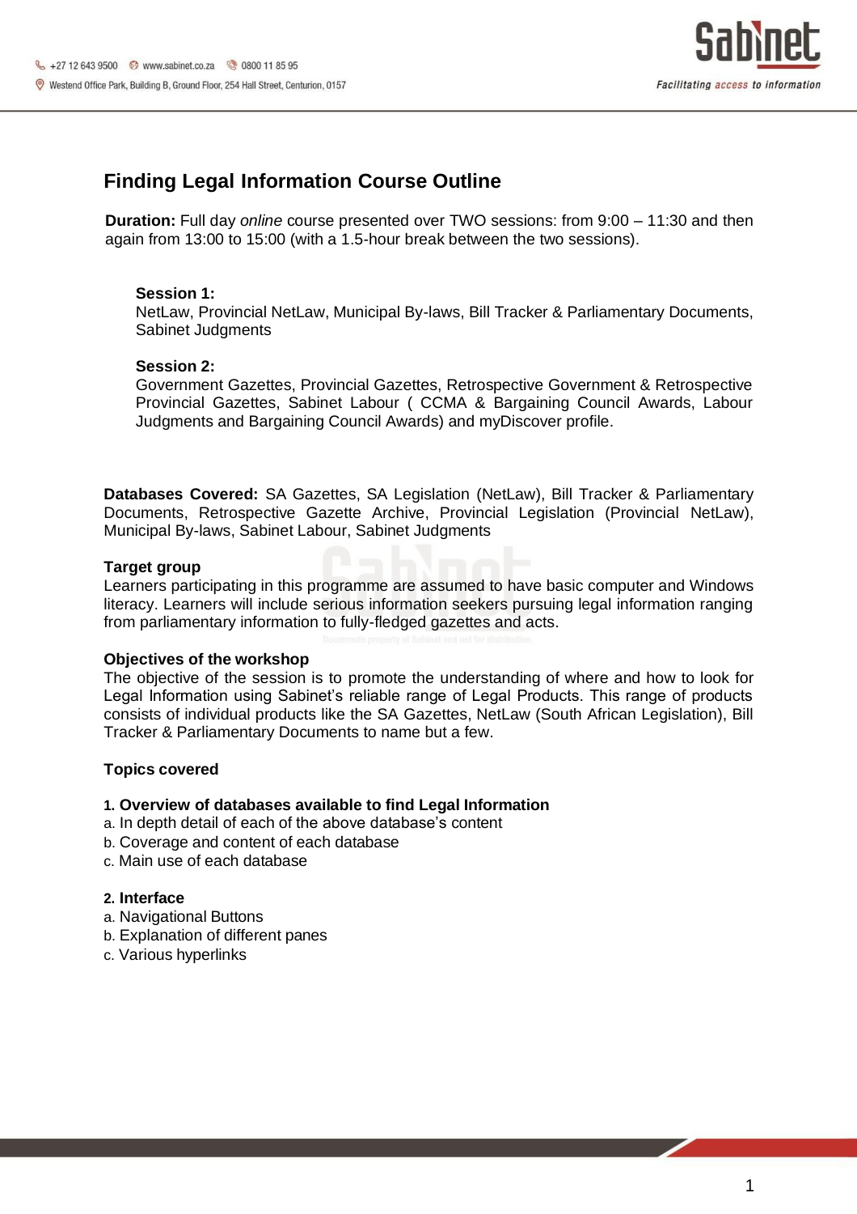# Finding Legal Information Course Outline

**Duration:** Full day *online* course presented over TWO sessions: from 9:00 – 11:30 and then again from 13:00 to 15:00 (with a 1.5-hour break between the two sessions).

**Session 1:**
NetLaw, Provincial NetLaw, Municipal By-laws, Bill Tracker & Parliamentary Documents, Sabinet Judgments

**Session 2:**
Government Gazettes, Provincial Gazettes, Retrospective Government & Retrospective Provincial Gazettes, Sabinet Labour ( CCMA & Bargaining Council Awards, Labour Judgments and Bargaining Council Awards) and myDiscover profile.

**Databases Covered:** SA Gazettes, SA Legislation (NetLaw), Bill Tracker & Parliamentary Documents, Retrospective Gazette Archive, Provincial Legislation (Provincial NetLaw), Municipal By-laws, Sabinet Labour, Sabinet Judgments

**Target group**
Learners participating in this programme are assumed to have basic computer and Windows literacy. Learners will include serious information seekers pursuing legal information ranging from parliamentary information to fully-fledged gazettes and acts.

**Objectives of the workshop**
The objective of the session is to promote the understanding of where and how to look for Legal Information using Sabinet's reliable range of Legal Products. This range of products consists of individual products like the SA Gazettes, NetLaw (South African Legislation), Bill Tracker & Parliamentary Documents to name but a few.

**Topics covered**

**1. Overview of databases available to find Legal Information**
a. In depth detail of each of the above database's content
b. Coverage and content of each database
c. Main use of each database

**2. Interface**
a. Navigational Buttons
b. Explanation of different panes
c. Various hyperlinks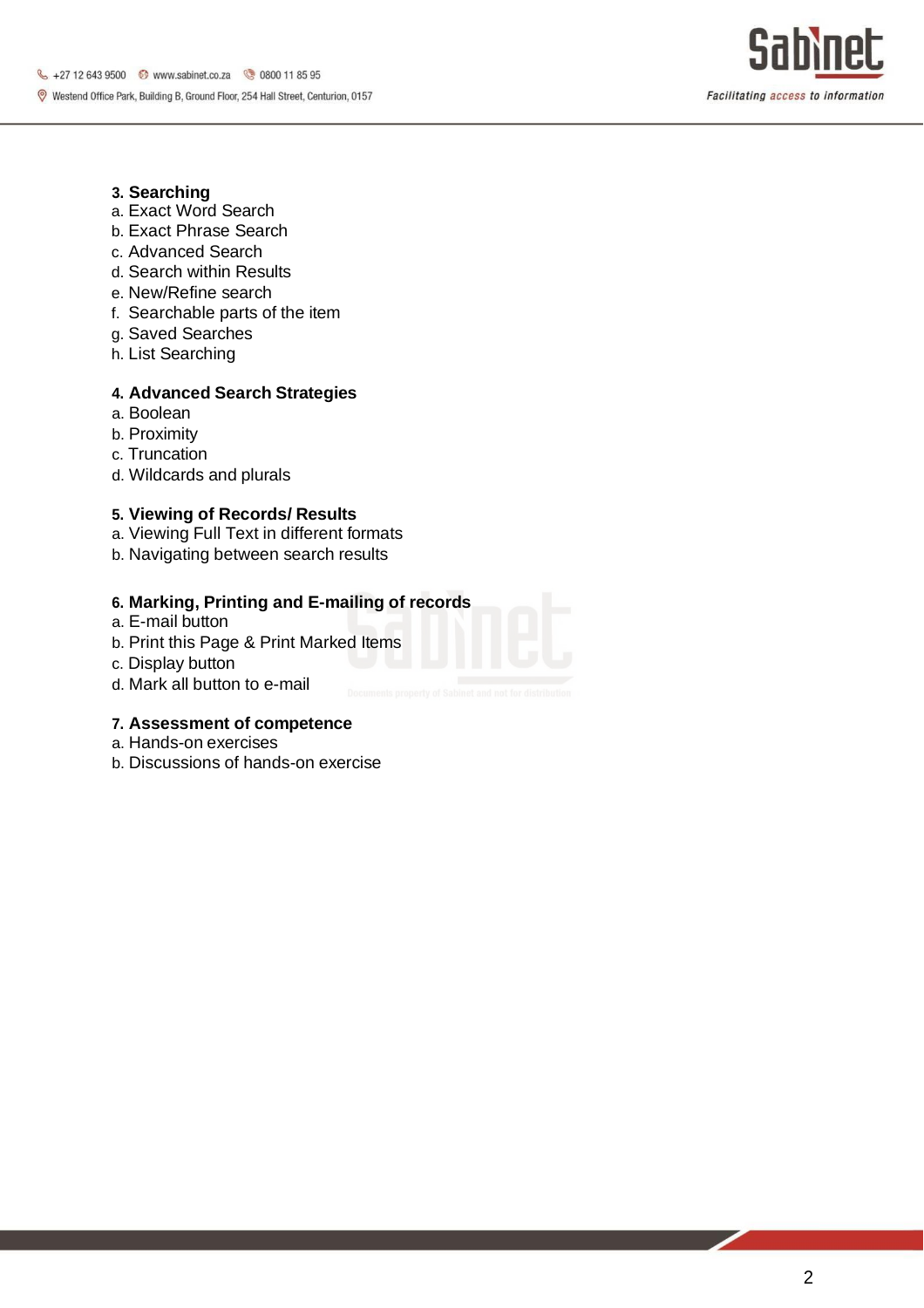**3. Searching**

a. Exact Word Search
b. Exact Phrase Search
c. Advanced Search
d. Search within Results
e. New/Refine search
f. Searchable parts of the item
g. Saved Searches
h. List Searching

**4. Advanced Search Strategies**

a. Boolean
b. Proximity
c. Truncation
d. Wildcards and plurals

**5. Viewing of Records/ Results**

a. Viewing Full Text in different formats
b. Navigating between search results

**6. Marking, Printing and E-mailing of records**

a. E-mail button
b. Print this Page & Print Marked Items
c. Display button
d. Mark all button to e-mail

**7. Assessment of competence**

a. Hands-on exercises
b. Discussions of hands-on exercise